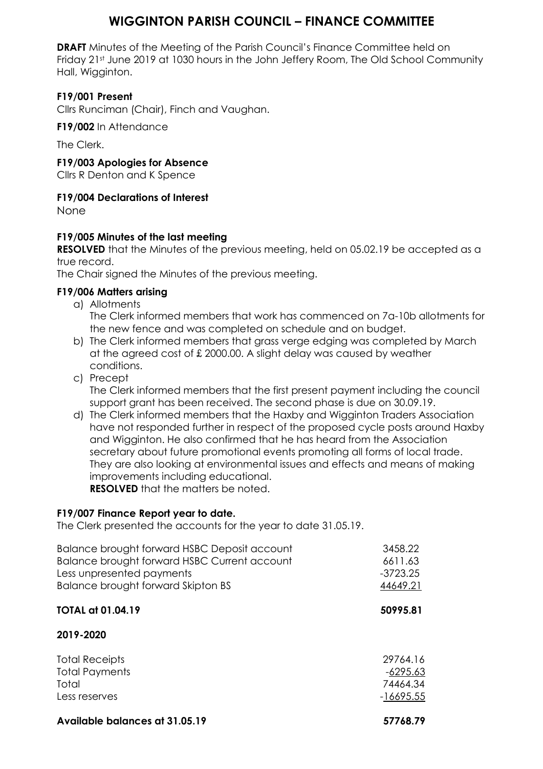# WIGGINTON PARISH COUNCIL – FINANCE COMMITTEE

**DRAFT** Minutes of the Meeting of the Parish Council's Finance Committee held on Friday 21st June 2019 at 1030 hours in the John Jeffery Room, The Old School Community Hall, Wigginton.

**F19/001 Present**

Cllrs Runciman (Chair), Finch and Vaughan.

**F19/002** In Attendance

The Clerk.

**F19/003 Apologies for Absence**

Cllrs R Denton and K Spence

**F19/004 Declarations of Interest**

None

**F19/005 Minutes of the last meeting**

**RESOLVED** that the Minutes of the previous meeting, held on 05.02.19 be accepted as a true record.

The Chair signed the Minutes of the previous meeting.

**F19/006 Matters arising**

a) Allotments
   The Clerk informed members that work has commenced on 7a-10b allotments for the new fence and was completed on schedule and on budget.
b) The Clerk informed members that grass verge edging was completed by March at the agreed cost of £ 2000.00. A slight delay was caused by weather conditions.
c) Precept
   The Clerk informed members that the first present payment including the council support grant has been received. The second phase is due on 30.09.19.
d) The Clerk informed members that the Haxby and Wigginton Traders Association have not responded further in respect of the proposed cycle posts around Haxby and Wigginton. He also confirmed that he has heard from the Association secretary about future promotional events promoting all forms of local trade. They are also looking at environmental issues and effects and means of making improvements including educational.
   **RESOLVED** that the matters be noted.

**F19/007 Finance Report year to date.**

The Clerk presented the accounts for the year to date 31.05.19.

| | |
|---|---|
| Balance brought forward HSBC Deposit account | 3458.22 |
| Balance brought forward HSBC Current account | 6611.63 |
| Less unpresented payments | -3723.25 |
| Balance brought forward Skipton BS | 44649.21 |
| **TOTAL at 01.04.19** | **50995.81** |
| **2019-2020** | |
| Total Receipts | 29764.16 |
| Total Payments | -6295.63 |
| Total | 74464.34 |
| Less reserves | -16695.55 |
| **Available balances at 31.05.19** | **57768.79** |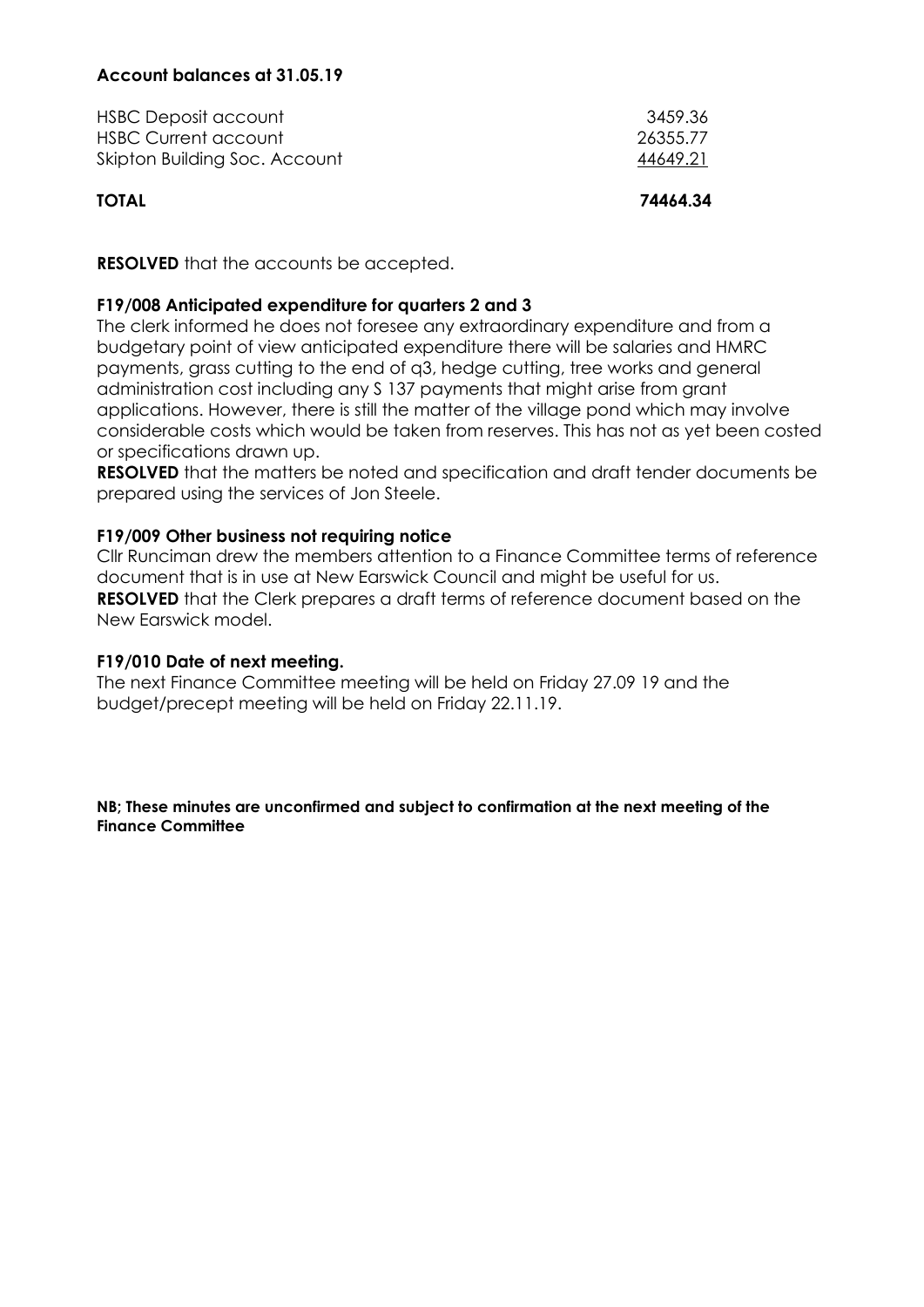**Account balances at 31.05.19**

| | |
|---|---|
| HSBC Deposit account | 3459.36 |
| HSBC Current account | 26355.77 |
| Skipton Building Soc. Account | 44649.21 |
| **TOTAL** | **74464.34** |

**RESOLVED** that the accounts be accepted.

### F19/008 Anticipated expenditure for quarters 2 and 3

The clerk informed he does not foresee any extraordinary expenditure and from a budgetary point of view anticipated expenditure there will be salaries and HMRC payments, grass cutting to the end of q3, hedge cutting, tree works and general administration cost including any S 137 payments that might arise from grant applications. However, there is still the matter of the village pond which may involve considerable costs which would be taken from reserves. This has not as yet been costed or specifications drawn up.

**RESOLVED** that the matters be noted and specification and draft tender documents be prepared using the services of Jon Steele.

### F19/009 Other business not requiring notice

Cllr Runciman drew the members attention to a Finance Committee terms of reference document that is in use at New Earswick Council and might be useful for us.

**RESOLVED** that the Clerk prepares a draft terms of reference document based on the New Earswick model.

### F19/010 Date of next meeting.

The next Finance Committee meeting will be held on Friday 27.09 19 and the budget/precept meeting will be held on Friday 22.11.19.

**NB; These minutes are unconfirmed and subject to confirmation at the next meeting of the Finance Committee**